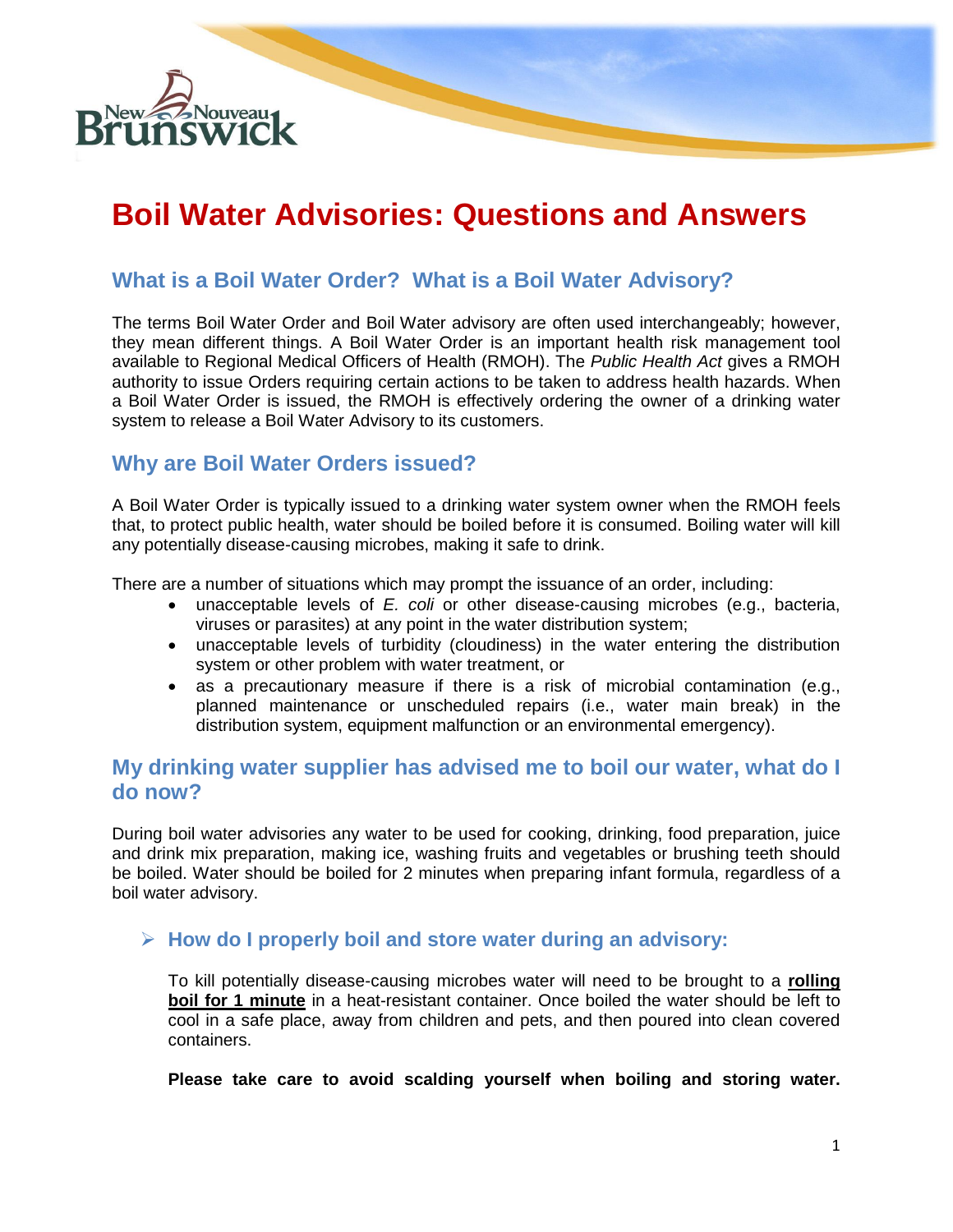# Boil Water Advisories: Questions and Answers

## What is a Boil Water Order? What is a Boil Water Advisory?

The terms Boil Water Order and Boil Water advisory are often used interchangeably; however, they mean different things. A Boil Water Order is an important health risk management tool available to Regional Medical Officers of Health (RMOH). The *Public Health Act* gives a RMOH authority to issue Orders requiring certain actions to be taken to address health hazards. When a Boil Water Order is issued, the RMOH is effectively ordering the owner of a drinking water system to release a Boil Water Advisory to its customers.

## Why are Boil Water Orders issued?

A Boil Water Order is typically issued to a drinking water system owner when the RMOH feels that, to protect public health, water should be boiled before it is consumed. Boiling water will kill any potentially disease-causing microbes, making it safe to drink.

There are a number of situations which may prompt the issuance of an order, including:

- unacceptable levels of *E. coli* or other disease-causing microbes (e.g., bacteria, viruses or parasites) at any point in the water distribution system;
- unacceptable levels of turbidity (cloudiness) in the water entering the distribution system or other problem with water treatment, or
- as a precautionary measure if there is a risk of microbial contamination (e.g., planned maintenance or unscheduled repairs (i.e., water main break) in the distribution system, equipment malfunction or an environmental emergency).

## My drinking water supplier has advised me to boil our water, what do I do now?

During boil water advisories any water to be used for cooking, drinking, food preparation, juice and drink mix preparation, making ice, washing fruits and vegetables or brushing teeth should be boiled. Water should be boiled for 2 minutes when preparing infant formula, regardless of a boil water advisory.

### How do I properly boil and store water during an advisory:

To kill potentially disease-causing microbes water will need to be brought to a **rolling boil for 1 minute** in a heat-resistant container. Once boiled the water should be left to cool in a safe place, away from children and pets, and then poured into clean covered containers.

**Please take care to avoid scalding yourself when boiling and storing water.**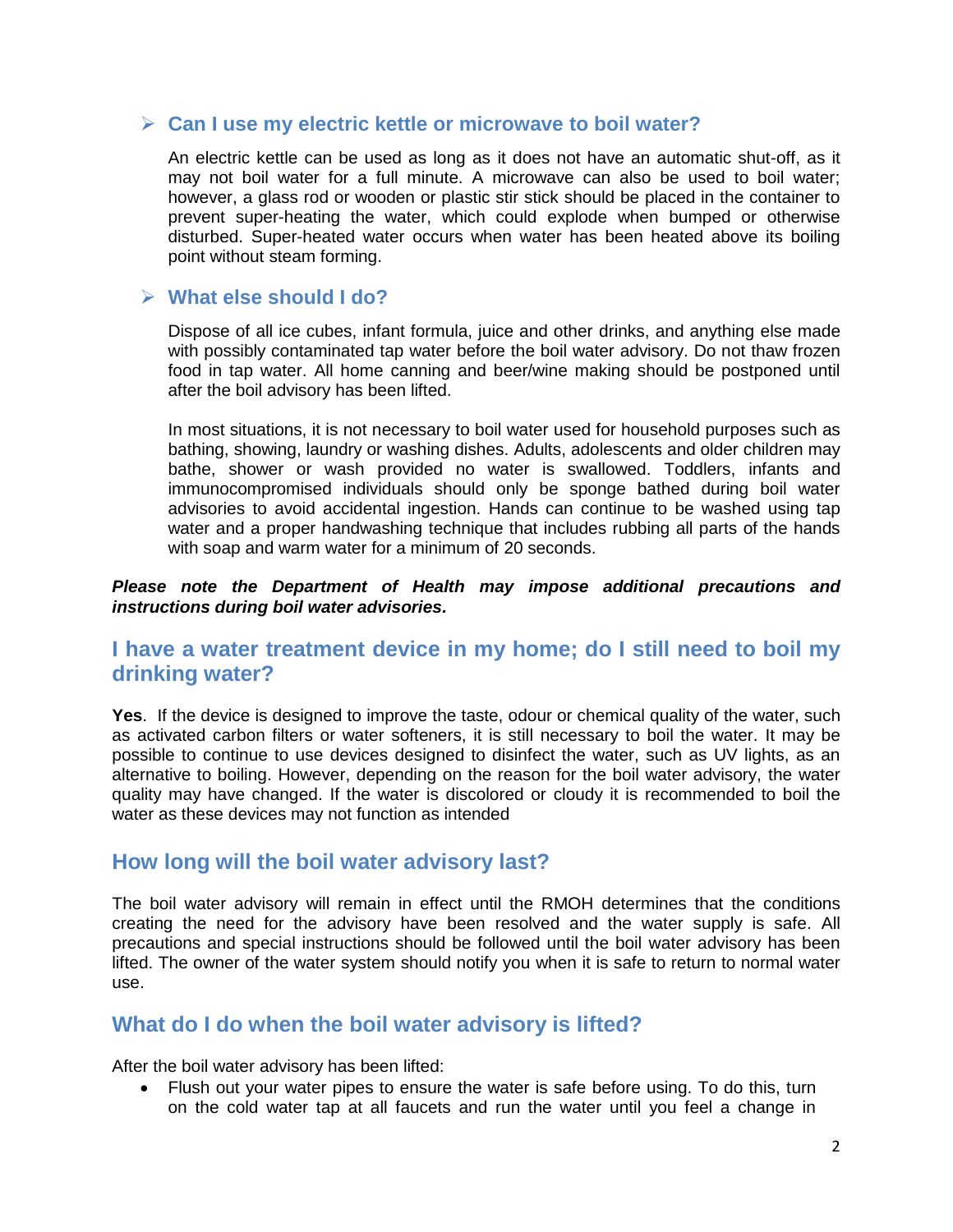### Can I use my electric kettle or microwave to boil water?

An electric kettle can be used as long as it does not have an automatic shut-off, as it may not boil water for a full minute. A microwave can also be used to boil water; however, a glass rod or wooden or plastic stir stick should be placed in the container to prevent super-heating the water, which could explode when bumped or otherwise disturbed. Super-heated water occurs when water has been heated above its boiling point without steam forming.

### What else should I do?

Dispose of all ice cubes, infant formula, juice and other drinks, and anything else made with possibly contaminated tap water before the boil water advisory. Do not thaw frozen food in tap water. All home canning and beer/wine making should be postponed until after the boil advisory has been lifted.

In most situations, it is not necessary to boil water used for household purposes such as bathing, showing, laundry or washing dishes. Adults, adolescents and older children may bathe, shower or wash provided no water is swallowed. Toddlers, infants and immunocompromised individuals should only be sponge bathed during boil water advisories to avoid accidental ingestion. Hands can continue to be washed using tap water and a proper handwashing technique that includes rubbing all parts of the hands with soap and warm water for a minimum of 20 seconds.

***Please note the Department of Health may impose additional precautions and instructions during boil water advisories.***

## I have a water treatment device in my home; do I still need to boil my drinking water?

**Yes**. If the device is designed to improve the taste, odour or chemical quality of the water, such as activated carbon filters or water softeners, it is still necessary to boil the water. It may be possible to continue to use devices designed to disinfect the water, such as UV lights, as an alternative to boiling. However, depending on the reason for the boil water advisory, the water quality may have changed. If the water is discolored or cloudy it is recommended to boil the water as these devices may not function as intended

## How long will the boil water advisory last?

The boil water advisory will remain in effect until the RMOH determines that the conditions creating the need for the advisory have been resolved and the water supply is safe. All precautions and special instructions should be followed until the boil water advisory has been lifted. The owner of the water system should notify you when it is safe to return to normal water use.

## What do I do when the boil water advisory is lifted?

After the boil water advisory has been lifted:

- Flush out your water pipes to ensure the water is safe before using. To do this, turn on the cold water tap at all faucets and run the water until you feel a change in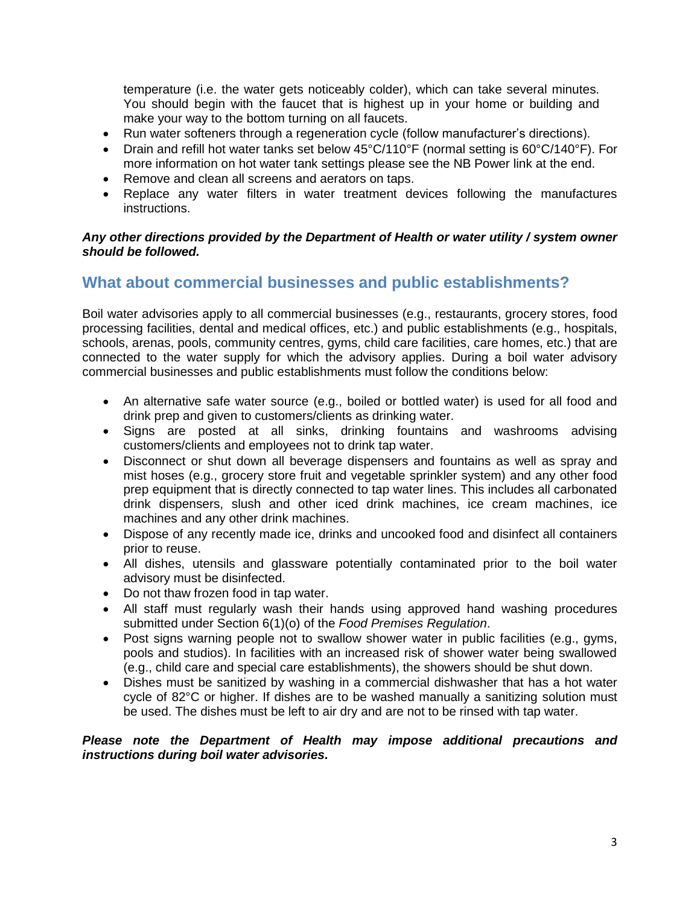temperature (i.e. the water gets noticeably colder), which can take several minutes. You should begin with the faucet that is highest up in your home or building and make your way to the bottom turning on all faucets.

- Run water softeners through a regeneration cycle (follow manufacturer's directions).
- Drain and refill hot water tanks set below 45°C/110°F (normal setting is 60°C/140°F). For more information on hot water tank settings please see the NB Power link at the end.
- Remove and clean all screens and aerators on taps.
- Replace any water filters in water treatment devices following the manufactures instructions.

***Any other directions provided by the Department of Health or water utility / system owner should be followed.***

## What about commercial businesses and public establishments?

Boil water advisories apply to all commercial businesses (e.g., restaurants, grocery stores, food processing facilities, dental and medical offices, etc.) and public establishments (e.g., hospitals, schools, arenas, pools, community centres, gyms, child care facilities, care homes, etc.) that are connected to the water supply for which the advisory applies. During a boil water advisory commercial businesses and public establishments must follow the conditions below:

- An alternative safe water source (e.g., boiled or bottled water) is used for all food and drink prep and given to customers/clients as drinking water.
- Signs are posted at all sinks, drinking fountains and washrooms advising customers/clients and employees not to drink tap water.
- Disconnect or shut down all beverage dispensers and fountains as well as spray and mist hoses (e.g., grocery store fruit and vegetable sprinkler system) and any other food prep equipment that is directly connected to tap water lines. This includes all carbonated drink dispensers, slush and other iced drink machines, ice cream machines, ice machines and any other drink machines.
- Dispose of any recently made ice, drinks and uncooked food and disinfect all containers prior to reuse.
- All dishes, utensils and glassware potentially contaminated prior to the boil water advisory must be disinfected.
- Do not thaw frozen food in tap water.
- All staff must regularly wash their hands using approved hand washing procedures submitted under Section 6(1)(o) of the *Food Premises Regulation*.
- Post signs warning people not to swallow shower water in public facilities (e.g., gyms, pools and studios). In facilities with an increased risk of shower water being swallowed (e.g., child care and special care establishments), the showers should be shut down.
- Dishes must be sanitized by washing in a commercial dishwasher that has a hot water cycle of 82°C or higher. If dishes are to be washed manually a sanitizing solution must be used. The dishes must be left to air dry and are not to be rinsed with tap water.

***Please note the Department of Health may impose additional precautions and instructions during boil water advisories.***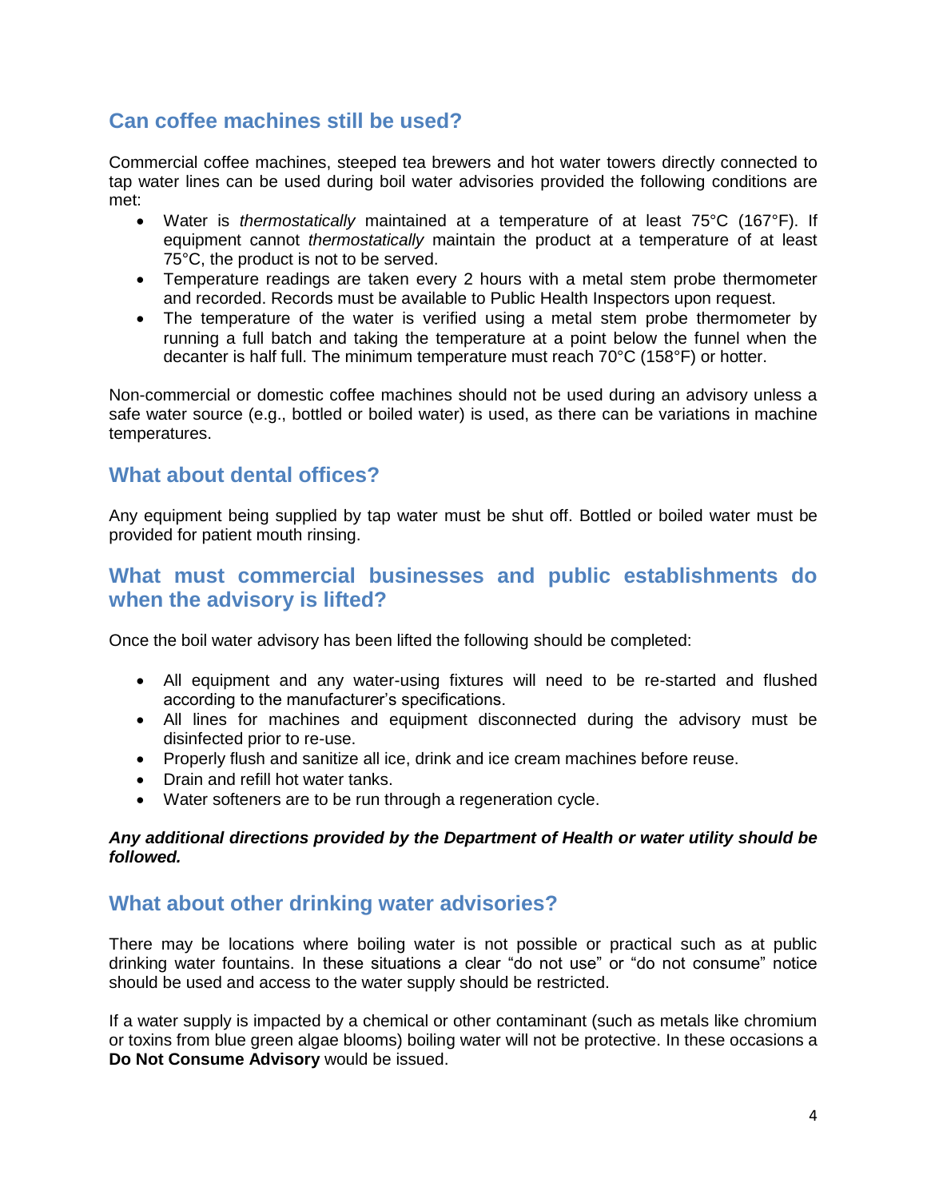## Can coffee machines still be used?

Commercial coffee machines, steeped tea brewers and hot water towers directly connected to tap water lines can be used during boil water advisories provided the following conditions are met:

- Water is *thermostatically* maintained at a temperature of at least 75°C (167°F). If equipment cannot *thermostatically* maintain the product at a temperature of at least 75°C, the product is not to be served.
- Temperature readings are taken every 2 hours with a metal stem probe thermometer and recorded. Records must be available to Public Health Inspectors upon request.
- The temperature of the water is verified using a metal stem probe thermometer by running a full batch and taking the temperature at a point below the funnel when the decanter is half full. The minimum temperature must reach 70°C (158°F) or hotter.

Non-commercial or domestic coffee machines should not be used during an advisory unless a safe water source (e.g., bottled or boiled water) is used, as there can be variations in machine temperatures.

## What about dental offices?

Any equipment being supplied by tap water must be shut off. Bottled or boiled water must be provided for patient mouth rinsing.

## What must commercial businesses and public establishments do when the advisory is lifted?

Once the boil water advisory has been lifted the following should be completed:

- All equipment and any water-using fixtures will need to be re-started and flushed according to the manufacturer's specifications.
- All lines for machines and equipment disconnected during the advisory must be disinfected prior to re-use.
- Properly flush and sanitize all ice, drink and ice cream machines before reuse.
- Drain and refill hot water tanks.
- Water softeners are to be run through a regeneration cycle.

***Any additional directions provided by the Department of Health or water utility should be followed.***

## What about other drinking water advisories?

There may be locations where boiling water is not possible or practical such as at public drinking water fountains. In these situations a clear "do not use" or "do not consume" notice should be used and access to the water supply should be restricted.

If a water supply is impacted by a chemical or other contaminant (such as metals like chromium or toxins from blue green algae blooms) boiling water will not be protective. In these occasions a **Do Not Consume Advisory** would be issued.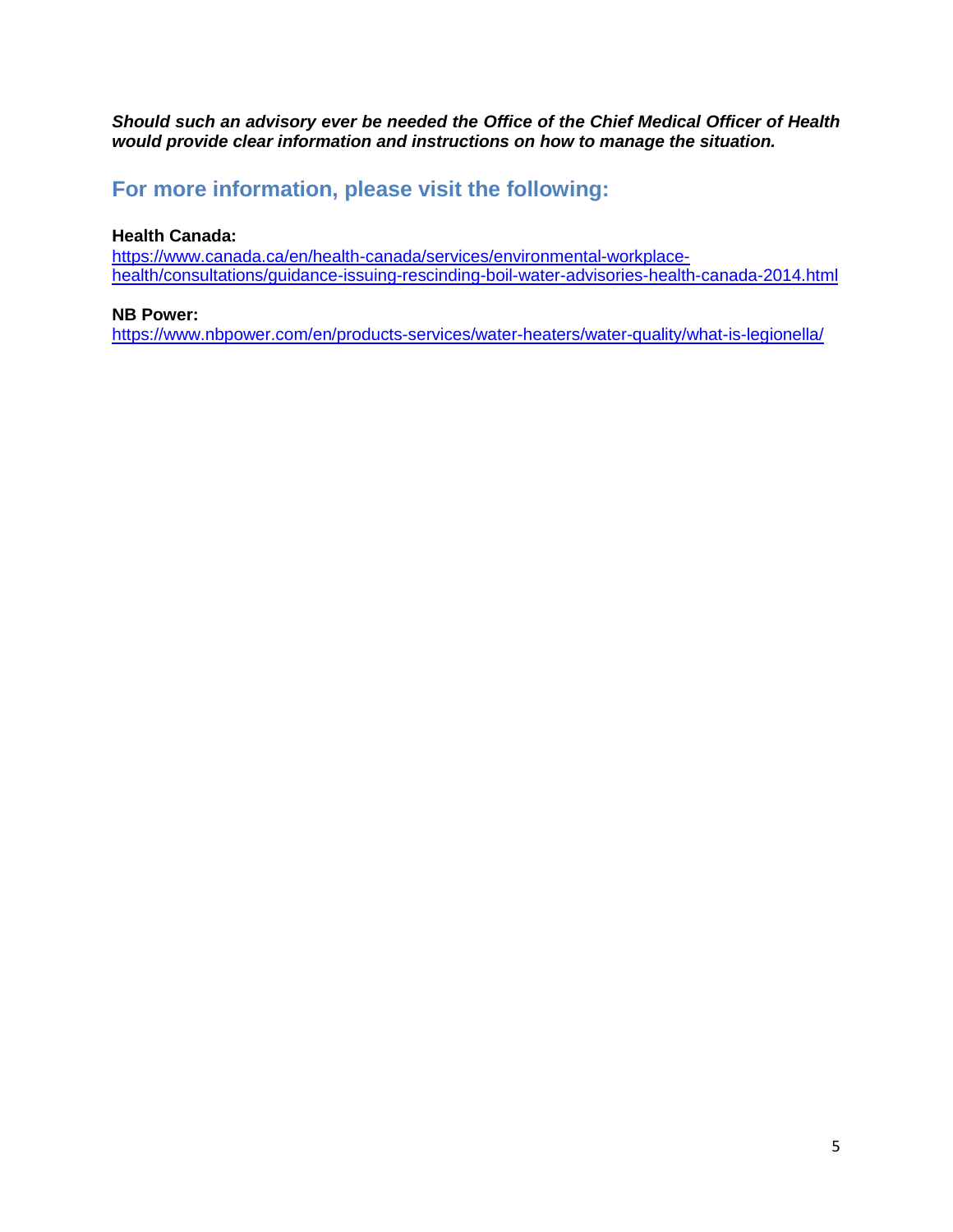***Should such an advisory ever be needed the Office of the Chief Medical Officer of Health would provide clear information and instructions on how to manage the situation.***

## For more information, please visit the following:

**Health Canada:**
https://www.canada.ca/en/health-canada/services/environmental-workplace-health/consultations/guidance-issuing-rescinding-boil-water-advisories-health-canada-2014.html

**NB Power:**
https://www.nbpower.com/en/products-services/water-heaters/water-quality/what-is-legionella/